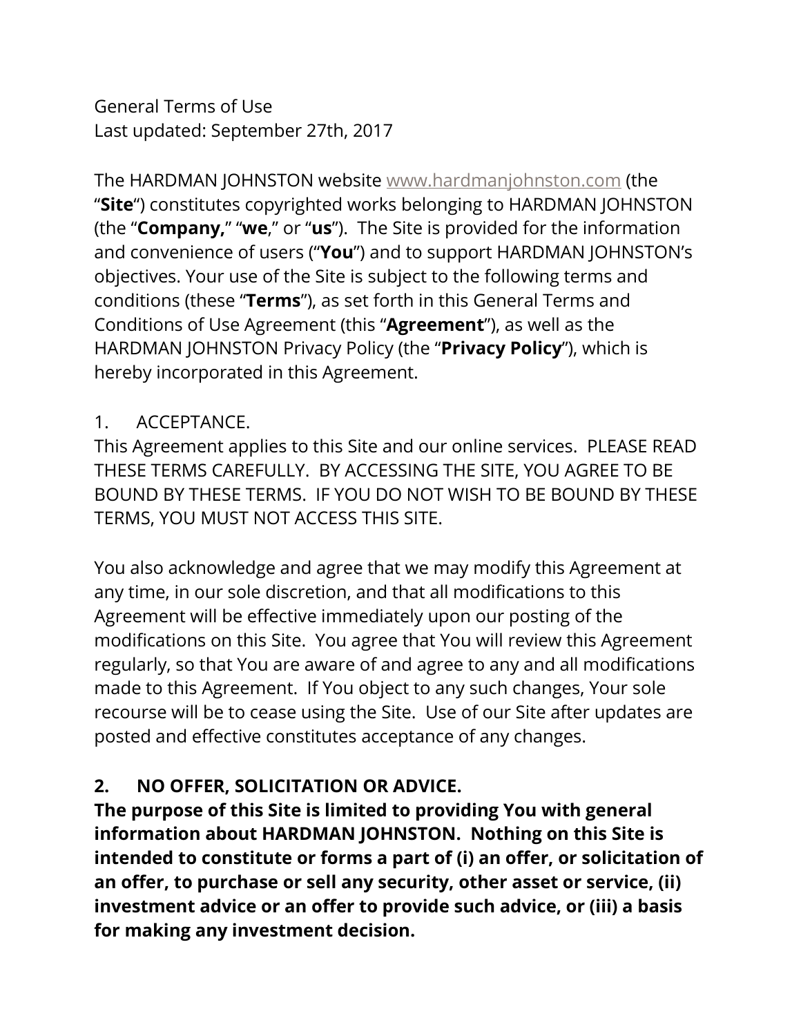General Terms of Use
Last updated: September 27th, 2017

The HARDMAN JOHNSTON website [www.hardmanjohnston.com](http://www.hardmanjohnston.com) (the "**Site**") constitutes copyrighted works belonging to HARDMAN JOHNSTON (the "**Company,**" "**we**," or "**us**"). The Site is provided for the information and convenience of users ("**You**") and to support HARDMAN JOHNSTON's objectives. Your use of the Site is subject to the following terms and conditions (these "**Terms**"), as set forth in this General Terms and Conditions of Use Agreement (this "**Agreement**"), as well as the HARDMAN JOHNSTON Privacy Policy (the "**Privacy Policy**"), which is hereby incorporated in this Agreement.

1. ACCEPTANCE.

This Agreement applies to this Site and our online services. PLEASE READ THESE TERMS CAREFULLY. BY ACCESSING THE SITE, YOU AGREE TO BE BOUND BY THESE TERMS. IF YOU DO NOT WISH TO BE BOUND BY THESE TERMS, YOU MUST NOT ACCESS THIS SITE.

You also acknowledge and agree that we may modify this Agreement at any time, in our sole discretion, and that all modifications to this Agreement will be effective immediately upon our posting of the modifications on this Site. You agree that You will review this Agreement regularly, so that You are aware of and agree to any and all modifications made to this Agreement. If You object to any such changes, Your sole recourse will be to cease using the Site. Use of our Site after updates are posted and effective constitutes acceptance of any changes.

**2. NO OFFER, SOLICITATION OR ADVICE.**

**The purpose of this Site is limited to providing You with general information about HARDMAN JOHNSTON. Nothing on this Site is intended to constitute or forms a part of (i) an offer, or solicitation of an offer, to purchase or sell any security, other asset or service, (ii) investment advice or an offer to provide such advice, or (iii) a basis for making any investment decision.**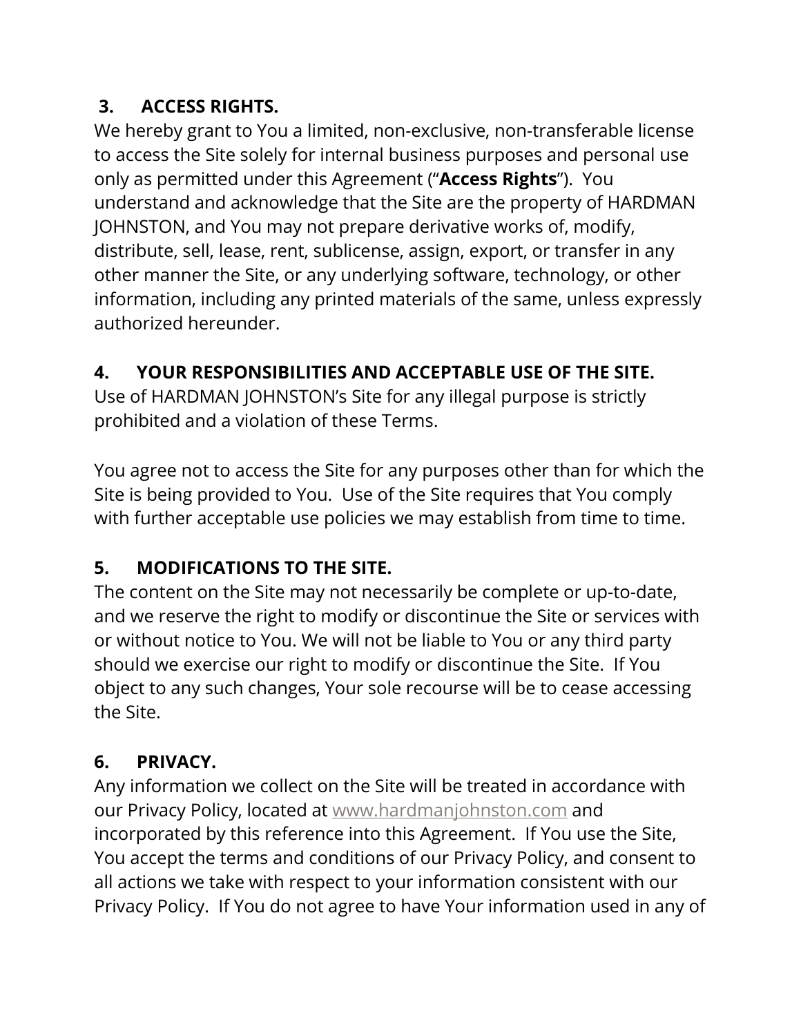## 3. ACCESS RIGHTS.

We hereby grant to You a limited, non-exclusive, non-transferable license to access the Site solely for internal business purposes and personal use only as permitted under this Agreement ("**Access Rights**"). You understand and acknowledge that the Site are the property of HARDMAN JOHNSTON, and You may not prepare derivative works of, modify, distribute, sell, lease, rent, sublicense, assign, export, or transfer in any other manner the Site, or any underlying software, technology, or other information, including any printed materials of the same, unless expressly authorized hereunder.

## 4. YOUR RESPONSIBILITIES AND ACCEPTABLE USE OF THE SITE.

Use of HARDMAN JOHNSTON's Site for any illegal purpose is strictly prohibited and a violation of these Terms.

You agree not to access the Site for any purposes other than for which the Site is being provided to You. Use of the Site requires that You comply with further acceptable use policies we may establish from time to time.

## 5. MODIFICATIONS TO THE SITE.

The content on the Site may not necessarily be complete or up-to-date, and we reserve the right to modify or discontinue the Site or services with or without notice to You. We will not be liable to You or any third party should we exercise our right to modify or discontinue the Site. If You object to any such changes, Your sole recourse will be to cease accessing the Site.

## 6. PRIVACY.

Any information we collect on the Site will be treated in accordance with our Privacy Policy, located at [www.hardmanjohnston.com](http://www.hardmanjohnston.com) and incorporated by this reference into this Agreement. If You use the Site, You accept the terms and conditions of our Privacy Policy, and consent to all actions we take with respect to your information consistent with our Privacy Policy. If You do not agree to have Your information used in any of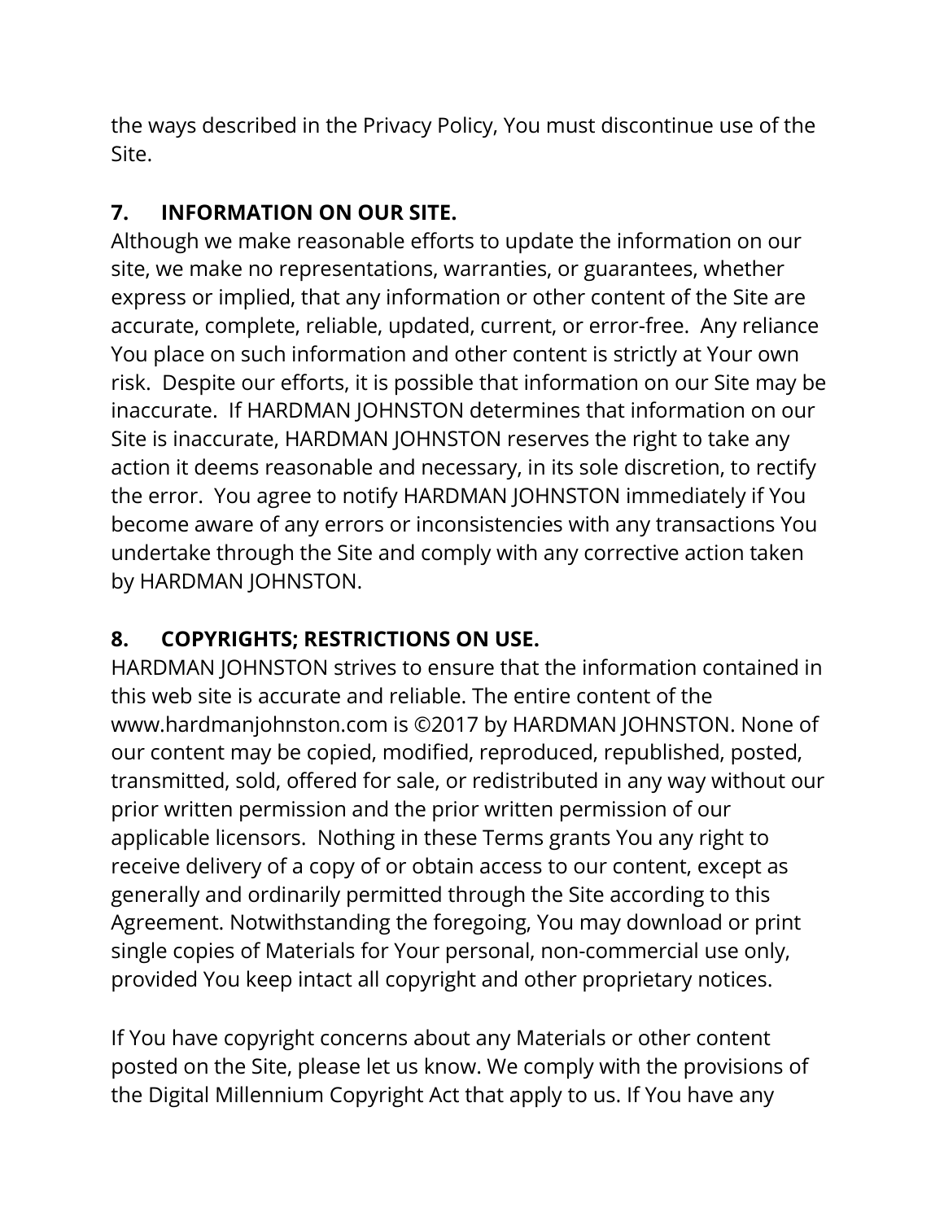the ways described in the Privacy Policy, You must discontinue use of the Site.

## 7. INFORMATION ON OUR SITE.

Although we make reasonable efforts to update the information on our site, we make no representations, warranties, or guarantees, whether express or implied, that any information or other content of the Site are accurate, complete, reliable, updated, current, or error-free. Any reliance You place on such information and other content is strictly at Your own risk. Despite our efforts, it is possible that information on our Site may be inaccurate. If HARDMAN JOHNSTON determines that information on our Site is inaccurate, HARDMAN JOHNSTON reserves the right to take any action it deems reasonable and necessary, in its sole discretion, to rectify the error. You agree to notify HARDMAN JOHNSTON immediately if You become aware of any errors or inconsistencies with any transactions You undertake through the Site and comply with any corrective action taken by HARDMAN JOHNSTON.

## 8. COPYRIGHTS; RESTRICTIONS ON USE.

HARDMAN JOHNSTON strives to ensure that the information contained in this web site is accurate and reliable. The entire content of the www.hardmanjohnston.com is ©2017 by HARDMAN JOHNSTON. None of our content may be copied, modified, reproduced, republished, posted, transmitted, sold, offered for sale, or redistributed in any way without our prior written permission and the prior written permission of our applicable licensors. Nothing in these Terms grants You any right to receive delivery of a copy of or obtain access to our content, except as generally and ordinarily permitted through the Site according to this Agreement. Notwithstanding the foregoing, You may download or print single copies of Materials for Your personal, non-commercial use only, provided You keep intact all copyright and other proprietary notices.

If You have copyright concerns about any Materials or other content posted on the Site, please let us know. We comply with the provisions of the Digital Millennium Copyright Act that apply to us. If You have any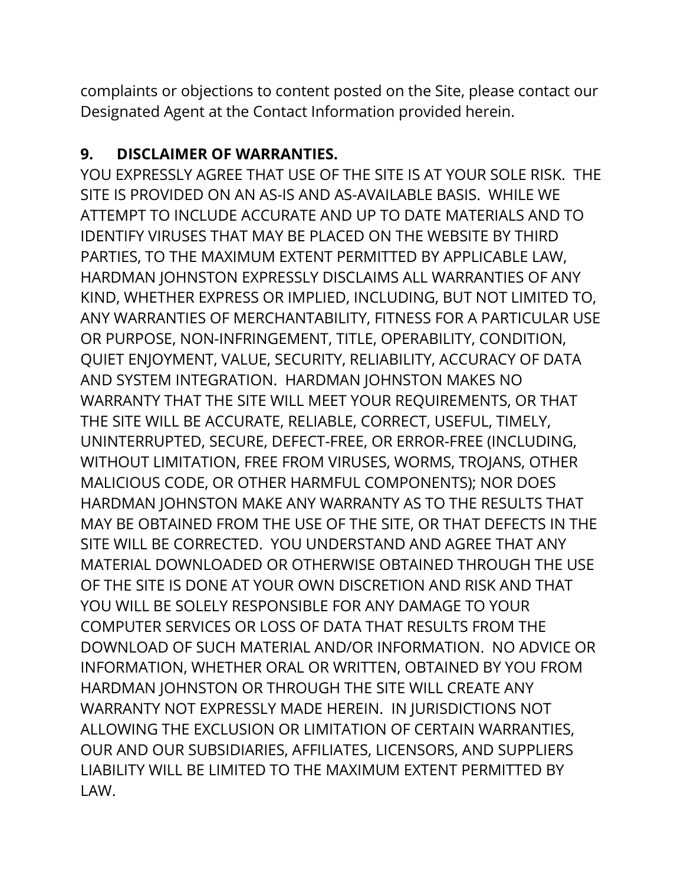complaints or objections to content posted on the Site, please contact our Designated Agent at the Contact Information provided herein.

## 9. DISCLAIMER OF WARRANTIES.

YOU EXPRESSLY AGREE THAT USE OF THE SITE IS AT YOUR SOLE RISK. THE SITE IS PROVIDED ON AN AS-IS AND AS-AVAILABLE BASIS. WHILE WE ATTEMPT TO INCLUDE ACCURATE AND UP TO DATE MATERIALS AND TO IDENTIFY VIRUSES THAT MAY BE PLACED ON THE WEBSITE BY THIRD PARTIES, TO THE MAXIMUM EXTENT PERMITTED BY APPLICABLE LAW, HARDMAN JOHNSTON EXPRESSLY DISCLAIMS ALL WARRANTIES OF ANY KIND, WHETHER EXPRESS OR IMPLIED, INCLUDING, BUT NOT LIMITED TO, ANY WARRANTIES OF MERCHANTABILITY, FITNESS FOR A PARTICULAR USE OR PURPOSE, NON-INFRINGEMENT, TITLE, OPERABILITY, CONDITION, QUIET ENJOYMENT, VALUE, SECURITY, RELIABILITY, ACCURACY OF DATA AND SYSTEM INTEGRATION. HARDMAN JOHNSTON MAKES NO WARRANTY THAT THE SITE WILL MEET YOUR REQUIREMENTS, OR THAT THE SITE WILL BE ACCURATE, RELIABLE, CORRECT, USEFUL, TIMELY, UNINTERRUPTED, SECURE, DEFECT-FREE, OR ERROR-FREE (INCLUDING, WITHOUT LIMITATION, FREE FROM VIRUSES, WORMS, TROJANS, OTHER MALICIOUS CODE, OR OTHER HARMFUL COMPONENTS); NOR DOES HARDMAN JOHNSTON MAKE ANY WARRANTY AS TO THE RESULTS THAT MAY BE OBTAINED FROM THE USE OF THE SITE, OR THAT DEFECTS IN THE SITE WILL BE CORRECTED. YOU UNDERSTAND AND AGREE THAT ANY MATERIAL DOWNLOADED OR OTHERWISE OBTAINED THROUGH THE USE OF THE SITE IS DONE AT YOUR OWN DISCRETION AND RISK AND THAT YOU WILL BE SOLELY RESPONSIBLE FOR ANY DAMAGE TO YOUR COMPUTER SERVICES OR LOSS OF DATA THAT RESULTS FROM THE DOWNLOAD OF SUCH MATERIAL AND/OR INFORMATION. NO ADVICE OR INFORMATION, WHETHER ORAL OR WRITTEN, OBTAINED BY YOU FROM HARDMAN JOHNSTON OR THROUGH THE SITE WILL CREATE ANY WARRANTY NOT EXPRESSLY MADE HEREIN. IN JURISDICTIONS NOT ALLOWING THE EXCLUSION OR LIMITATION OF CERTAIN WARRANTIES, OUR AND OUR SUBSIDIARIES, AFFILIATES, LICENSORS, AND SUPPLIERS LIABILITY WILL BE LIMITED TO THE MAXIMUM EXTENT PERMITTED BY LAW.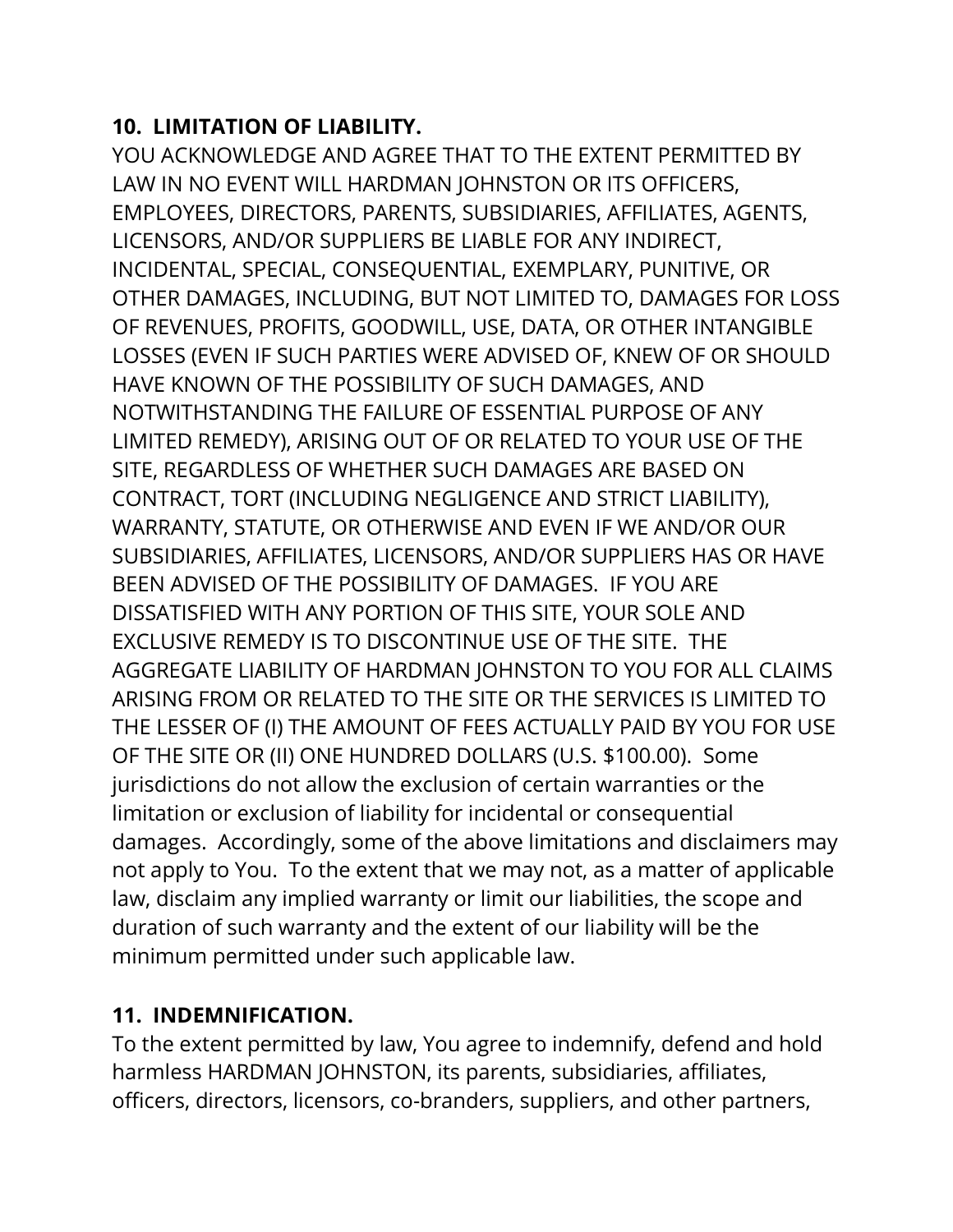**10. LIMITATION OF LIABILITY.**

YOU ACKNOWLEDGE AND AGREE THAT TO THE EXTENT PERMITTED BY LAW IN NO EVENT WILL HARDMAN JOHNSTON OR ITS OFFICERS, EMPLOYEES, DIRECTORS, PARENTS, SUBSIDIARIES, AFFILIATES, AGENTS, LICENSORS, AND/OR SUPPLIERS BE LIABLE FOR ANY INDIRECT, INCIDENTAL, SPECIAL, CONSEQUENTIAL, EXEMPLARY, PUNITIVE, OR OTHER DAMAGES, INCLUDING, BUT NOT LIMITED TO, DAMAGES FOR LOSS OF REVENUES, PROFITS, GOODWILL, USE, DATA, OR OTHER INTANGIBLE LOSSES (EVEN IF SUCH PARTIES WERE ADVISED OF, KNEW OF OR SHOULD HAVE KNOWN OF THE POSSIBILITY OF SUCH DAMAGES, AND NOTWITHSTANDING THE FAILURE OF ESSENTIAL PURPOSE OF ANY LIMITED REMEDY), ARISING OUT OF OR RELATED TO YOUR USE OF THE SITE, REGARDLESS OF WHETHER SUCH DAMAGES ARE BASED ON CONTRACT, TORT (INCLUDING NEGLIGENCE AND STRICT LIABILITY), WARRANTY, STATUTE, OR OTHERWISE AND EVEN IF WE AND/OR OUR SUBSIDIARIES, AFFILIATES, LICENSORS, AND/OR SUPPLIERS HAS OR HAVE BEEN ADVISED OF THE POSSIBILITY OF DAMAGES. IF YOU ARE DISSATISFIED WITH ANY PORTION OF THIS SITE, YOUR SOLE AND EXCLUSIVE REMEDY IS TO DISCONTINUE USE OF THE SITE. THE AGGREGATE LIABILITY OF HARDMAN JOHNSTON TO YOU FOR ALL CLAIMS ARISING FROM OR RELATED TO THE SITE OR THE SERVICES IS LIMITED TO THE LESSER OF (I) THE AMOUNT OF FEES ACTUALLY PAID BY YOU FOR USE OF THE SITE OR (II) ONE HUNDRED DOLLARS (U.S. $100.00). Some jurisdictions do not allow the exclusion of certain warranties or the limitation or exclusion of liability for incidental or consequential damages. Accordingly, some of the above limitations and disclaimers may not apply to You. To the extent that we may not, as a matter of applicable law, disclaim any implied warranty or limit our liabilities, the scope and duration of such warranty and the extent of our liability will be the minimum permitted under such applicable law.

**11. INDEMNIFICATION.**

To the extent permitted by law, You agree to indemnify, defend and hold harmless HARDMAN JOHNSTON, its parents, subsidiaries, affiliates, officers, directors, licensors, co-branders, suppliers, and other partners,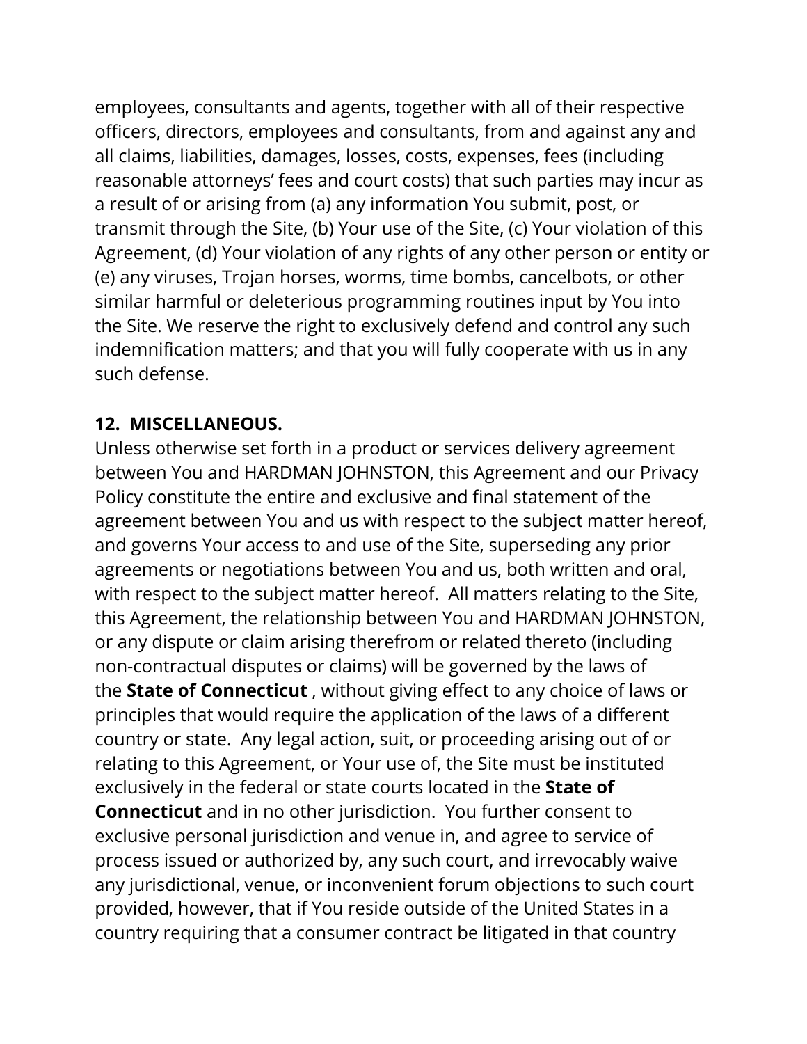employees, consultants and agents, together with all of their respective officers, directors, employees and consultants, from and against any and all claims, liabilities, damages, losses, costs, expenses, fees (including reasonable attorneys' fees and court costs) that such parties may incur as a result of or arising from (a) any information You submit, post, or transmit through the Site, (b) Your use of the Site, (c) Your violation of this Agreement, (d) Your violation of any rights of any other person or entity or (e) any viruses, Trojan horses, worms, time bombs, cancelbots, or other similar harmful or deleterious programming routines input by You into the Site. We reserve the right to exclusively defend and control any such indemnification matters; and that you will fully cooperate with us in any such defense.

**12. MISCELLANEOUS.**

Unless otherwise set forth in a product or services delivery agreement between You and HARDMAN JOHNSTON, this Agreement and our Privacy Policy constitute the entire and exclusive and final statement of the agreement between You and us with respect to the subject matter hereof, and governs Your access to and use of the Site, superseding any prior agreements or negotiations between You and us, both written and oral, with respect to the subject matter hereof. All matters relating to the Site, this Agreement, the relationship between You and HARDMAN JOHNSTON, or any dispute or claim arising therefrom or related thereto (including non-contractual disputes or claims) will be governed by the laws of the **State of Connecticut** , without giving effect to any choice of laws or principles that would require the application of the laws of a different country or state. Any legal action, suit, or proceeding arising out of or relating to this Agreement, or Your use of, the Site must be instituted exclusively in the federal or state courts located in the **State of Connecticut** and in no other jurisdiction. You further consent to exclusive personal jurisdiction and venue in, and agree to service of process issued or authorized by, any such court, and irrevocably waive any jurisdictional, venue, or inconvenient forum objections to such court provided, however, that if You reside outside of the United States in a country requiring that a consumer contract be litigated in that country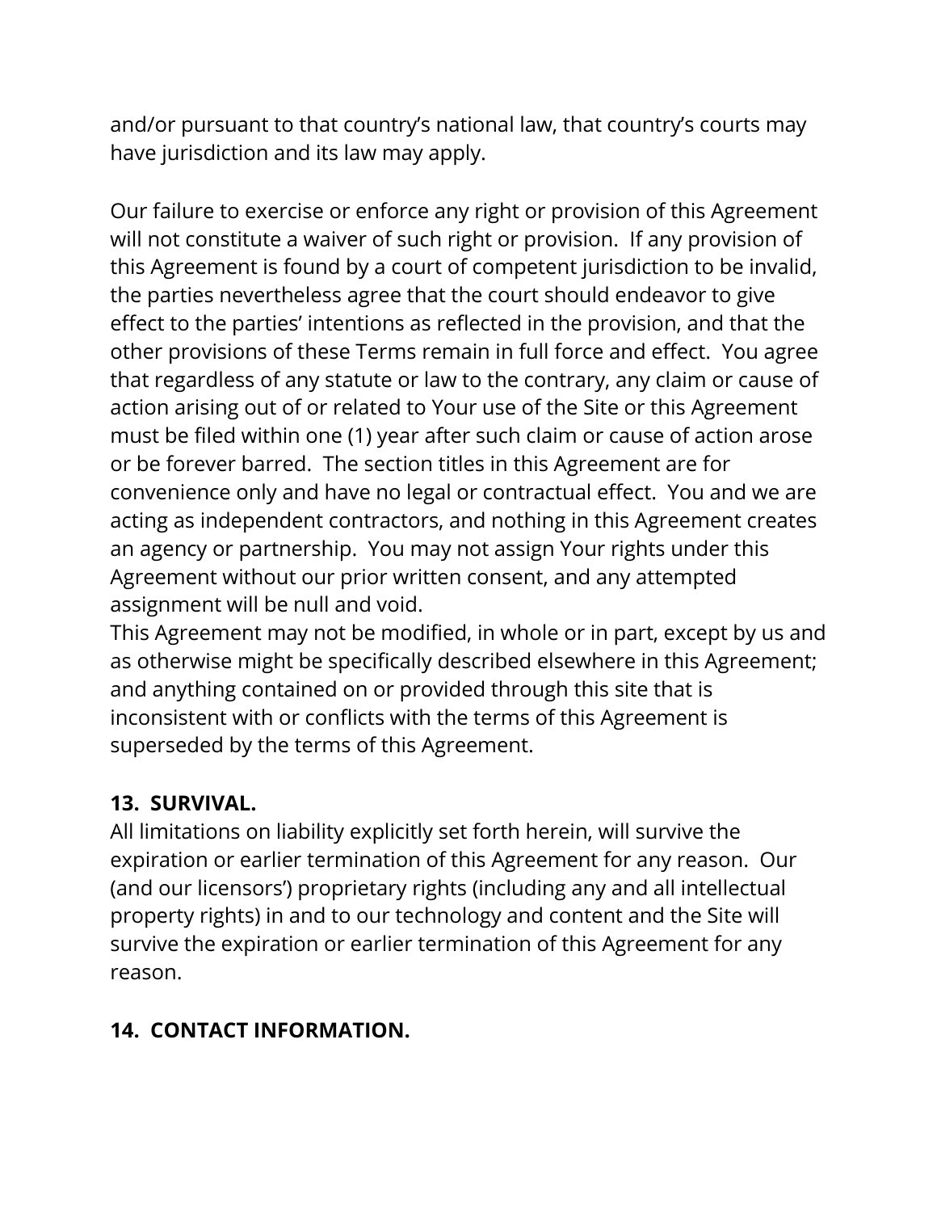and/or pursuant to that country's national law, that country's courts may have jurisdiction and its law may apply.

Our failure to exercise or enforce any right or provision of this Agreement will not constitute a waiver of such right or provision. If any provision of this Agreement is found by a court of competent jurisdiction to be invalid, the parties nevertheless agree that the court should endeavor to give effect to the parties' intentions as reflected in the provision, and that the other provisions of these Terms remain in full force and effect. You agree that regardless of any statute or law to the contrary, any claim or cause of action arising out of or related to Your use of the Site or this Agreement must be filed within one (1) year after such claim or cause of action arose or be forever barred. The section titles in this Agreement are for convenience only and have no legal or contractual effect. You and we are acting as independent contractors, and nothing in this Agreement creates an agency or partnership. You may not assign Your rights under this Agreement without our prior written consent, and any attempted assignment will be null and void.
This Agreement may not be modified, in whole or in part, except by us and as otherwise might be specifically described elsewhere in this Agreement; and anything contained on or provided through this site that is inconsistent with or conflicts with the terms of this Agreement is superseded by the terms of this Agreement.

**13. SURVIVAL.**
All limitations on liability explicitly set forth herein, will survive the expiration or earlier termination of this Agreement for any reason. Our (and our licensors') proprietary rights (including any and all intellectual property rights) in and to our technology and content and the Site will survive the expiration or earlier termination of this Agreement for any reason.

**14. CONTACT INFORMATION.**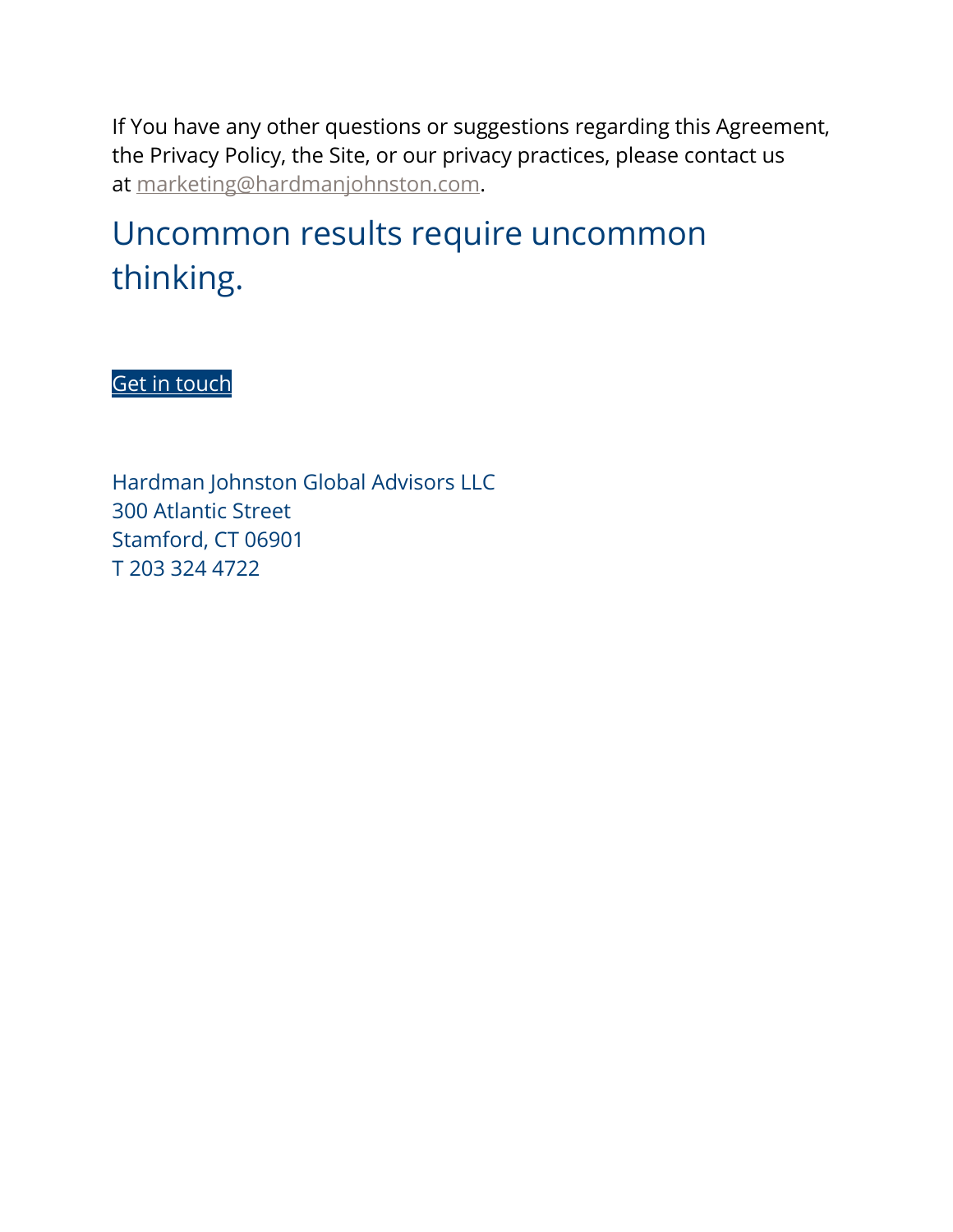If You have any other questions or suggestions regarding this Agreement, the Privacy Policy, the Site, or our privacy practices, please contact us at marketing@hardmanjohnston.com.

## Uncommon results require uncommon thinking.

Get in touch

Hardman Johnston Global Advisors LLC
300 Atlantic Street
Stamford, CT 06901
T 203 324 4722